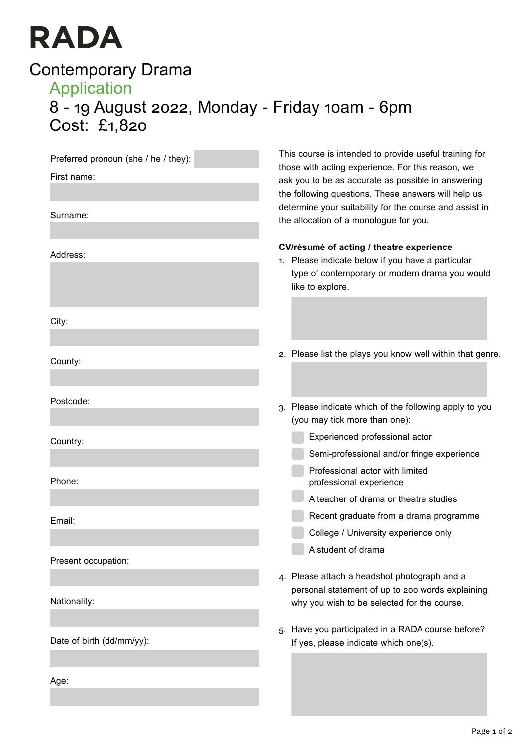# RADA

## Contemporary Drama

### Application

### 8 - 19 August 2022, Monday - Friday 10am - 6pm

### Cost: £1,820

Preferred pronoun (she / he / they):

First name:

Surname:

Address:

City:

County:

Postcode:

Country:

Phone:

Email:

Present occupation:

Nationality:

Date of birth (dd/mm/yy):

Age:

This course is intended to provide useful training for those with acting experience. For this reason, we ask you to be as accurate as possible in answering the following questions. These answers will help us determine your suitability for the course and assist in the allocation of a monologue for you.

**CV/résumé of acting / theatre experience**

1. Please indicate below if you have a particular type of contemporary or modern drama you would like to explore.

2. Please list the plays you know well within that genre.

3. Please indicate which of the following apply to you (you may tick more than one):
   - ☐ Experienced professional actor
   - ☐ Semi-professional and/or fringe experience
   - ☐ Professional actor with limited professional experience
   - ☐ A teacher of drama or theatre studies
   - ☐ Recent graduate from a drama programme
   - ☐ College / University experience only
   - ☐ A student of drama

4. Please attach a headshot photograph and a personal statement of up to 200 words explaining why you wish to be selected for the course.

5. Have you participated in a RADA course before? If yes, please indicate which one(s).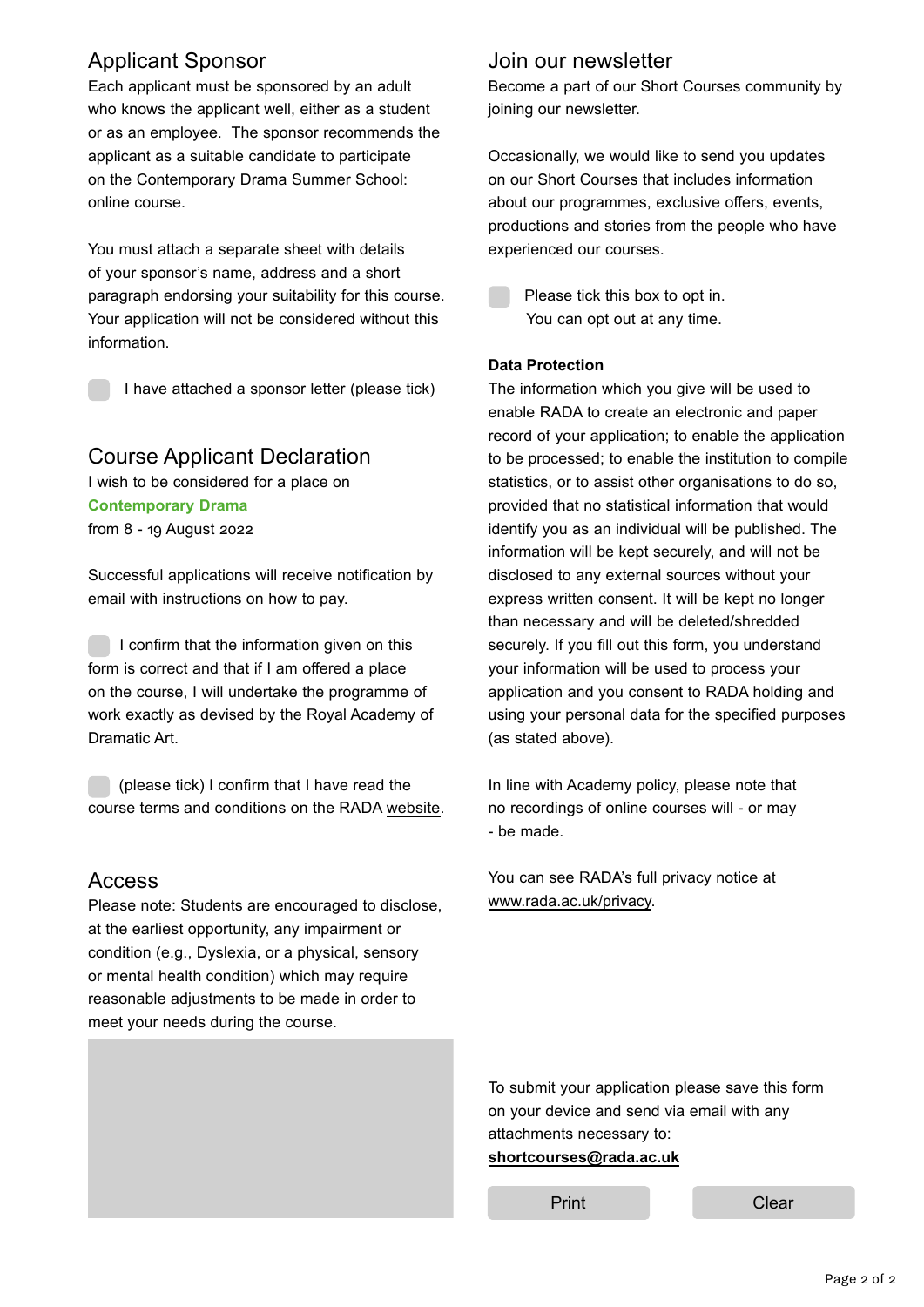## Applicant Sponsor

Each applicant must be sponsored by an adult who knows the applicant well, either as a student or as an employee. The sponsor recommends the applicant as a suitable candidate to participate on the Contemporary Drama Summer School: online course.

You must attach a separate sheet with details of your sponsor's name, address and a short paragraph endorsing your suitability for this course. Your application will not be considered without this information.

☐ I have attached a sponsor letter (please tick)

## Course Applicant Declaration

I wish to be considered for a place on

**Contemporary Drama**

from 8 - 19 August 2022

Successful applications will receive notification by email with instructions on how to pay.

☐ I confirm that the information given on this form is correct and that if I am offered a place on the course, I will undertake the programme of work exactly as devised by the Royal Academy of Dramatic Art.

☐ (please tick) I confirm that I have read the course terms and conditions on the RADA website.

## Access

Please note: Students are encouraged to disclose, at the earliest opportunity, any impairment or condition (e.g., Dyslexia, or a physical, sensory or mental health condition) which may require reasonable adjustments to be made in order to meet your needs during the course.

## Join our newsletter

Become a part of our Short Courses community by joining our newsletter.

Occasionally, we would like to send you updates on our Short Courses that includes information about our programmes, exclusive offers, events, productions and stories from the people who have experienced our courses.

☐ Please tick this box to opt in. You can opt out at any time.

**Data Protection**

The information which you give will be used to enable RADA to create an electronic and paper record of your application; to enable the application to be processed; to enable the institution to compile statistics, or to assist other organisations to do so, provided that no statistical information that would identify you as an individual will be published. The information will be kept securely, and will not be disclosed to any external sources without your express written consent. It will be kept no longer than necessary and will be deleted/shredded securely. If you fill out this form, you understand your information will be used to process your application and you consent to RADA holding and using your personal data for the specified purposes (as stated above).

In line with Academy policy, please note that no recordings of online courses will - or may - be made.

You can see RADA's full privacy notice at www.rada.ac.uk/privacy.

To submit your application please save this form on your device and send via email with any attachments necessary to:
**shortcourses@rada.ac.uk**

Print | Clear